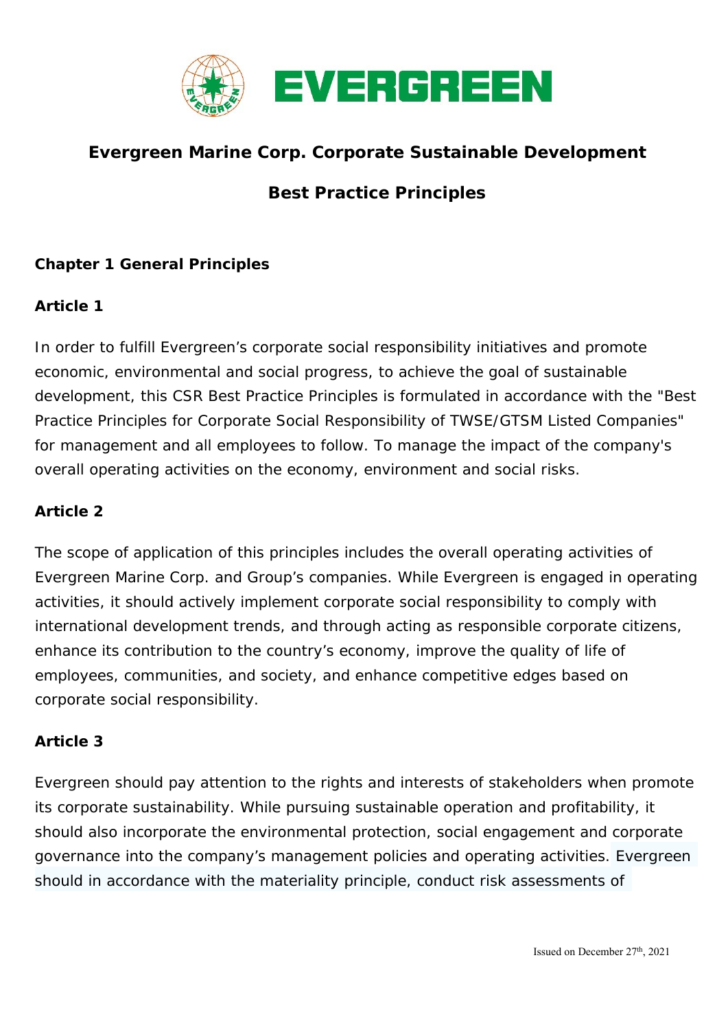# Evergreen Marine Corp. Corporate Sustainable Development

# Best Practice Principles

## Chapter 1 General Principles

### Article 1

In order to fulfill Evergreen's corporate social responsibility initiatives and promote economic, environmental and social progress, to achieve the goal of sustainable development, this CSR Best Practice Principles is formulated in accordance with the "Best Practice Principles for Corporate Social Responsibility of TWSE/GTSM Listed Companies" for management and all employees to follow. To manage the impact of the company's overall operating activities on the economy, environment and social risks.

### Article 2

The scope of application of this principles includes the overall operating activities of Evergreen Marine Corp. and Group's companies. While Evergreen is engaged in operating activities, it should actively implement corporate social responsibility to comply with international development trends, and through acting as responsible corporate citizens, enhance its contribution to the country's economy, improve the quality of life of employees, communities, and society, and enhance competitive edges based on corporate social responsibility.

### Article 3

Evergreen should pay attention to the rights and interests of stakeholders when promote its corporate sustainability. While pursuing sustainable operation and profitability, it should also incorporate the environmental protection, social engagement and corporate governance into the company's management policies and operating activities. Evergreen should in accordance with the materiality principle, conduct risk assessments of

Issued on December 27th, 2021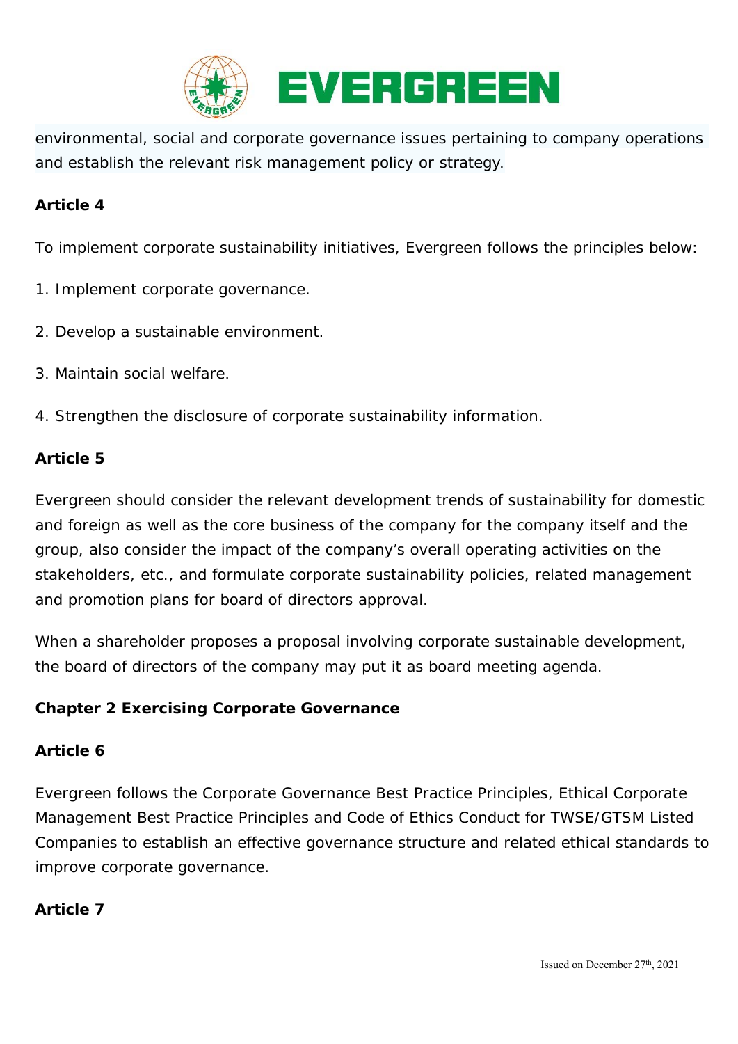environmental, social and corporate governance issues pertaining to company operations and establish the relevant risk management policy or strategy.

**Article 4**

To implement corporate sustainability initiatives, Evergreen follows the principles below:

1. Implement corporate governance.

2. Develop a sustainable environment.

3. Maintain social welfare.

4. Strengthen the disclosure of corporate sustainability information.

**Article 5**

Evergreen should consider the relevant development trends of sustainability for domestic and foreign as well as the core business of the company for the company itself and the group, also consider the impact of the company's overall operating activities on the stakeholders, etc., and formulate corporate sustainability policies, related management and promotion plans for board of directors approval.

When a shareholder proposes a proposal involving corporate sustainable development, the board of directors of the company may put it as board meeting agenda.

**Chapter 2 Exercising Corporate Governance**

**Article 6**

Evergreen follows the Corporate Governance Best Practice Principles, Ethical Corporate Management Best Practice Principles and Code of Ethics Conduct for TWSE/GTSM Listed Companies to establish an effective governance structure and related ethical standards to improve corporate governance.

**Article 7**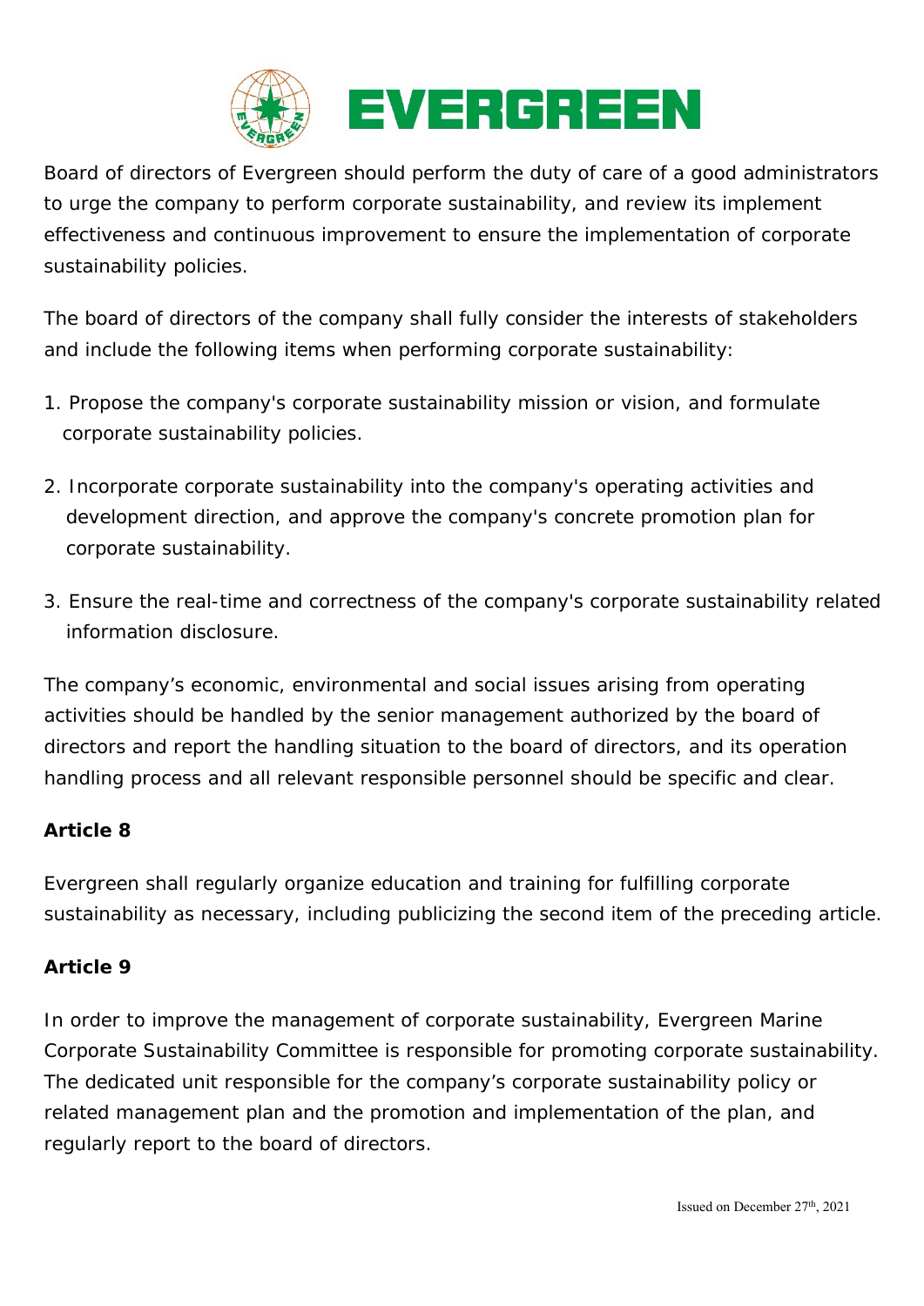Board of directors of Evergreen should perform the duty of care of a good administrators to urge the company to perform corporate sustainability, and review its implement effectiveness and continuous improvement to ensure the implementation of corporate sustainability policies.

The board of directors of the company shall fully consider the interests of stakeholders and include the following items when performing corporate sustainability:

1. Propose the company's corporate sustainability mission or vision, and formulate corporate sustainability policies.
2. Incorporate corporate sustainability into the company's operating activities and development direction, and approve the company's concrete promotion plan for corporate sustainability.
3. Ensure the real-time and correctness of the company's corporate sustainability related information disclosure.

The company's economic, environmental and social issues arising from operating activities should be handled by the senior management authorized by the board of directors and report the handling situation to the board of directors, and its operation handling process and all relevant responsible personnel should be specific and clear.

**Article 8**

Evergreen shall regularly organize education and training for fulfilling corporate sustainability as necessary, including publicizing the second item of the preceding article.

**Article 9**

In order to improve the management of corporate sustainability, Evergreen Marine Corporate Sustainability Committee is responsible for promoting corporate sustainability. The dedicated unit responsible for the company's corporate sustainability policy or related management plan and the promotion and implementation of the plan, and regularly report to the board of directors.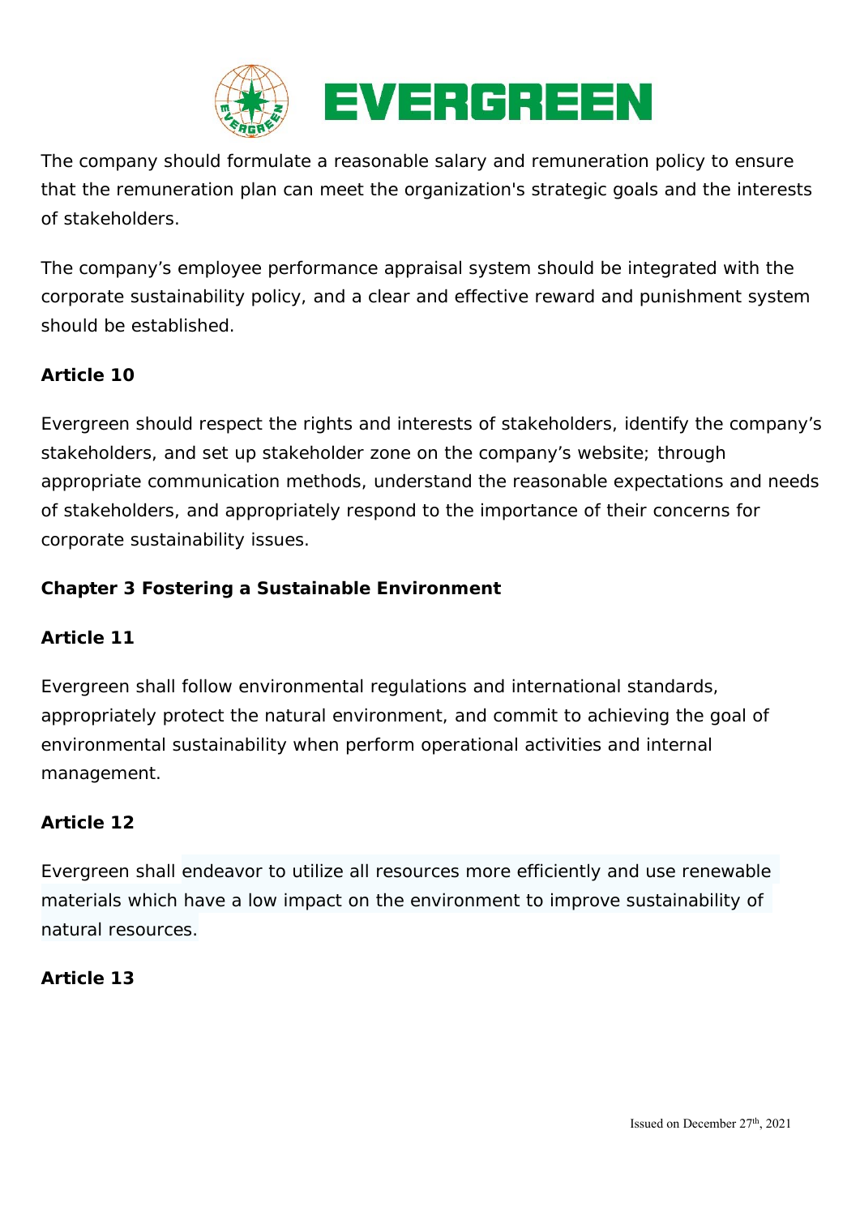The company should formulate a reasonable salary and remuneration policy to ensure that the remuneration plan can meet the organization's strategic goals and the interests of stakeholders.

The company’s employee performance appraisal system should be integrated with the corporate sustainability policy, and a clear and effective reward and punishment system should be established.

**Article 10**

Evergreen should respect the rights and interests of stakeholders, identify the company’s stakeholders, and set up stakeholder zone on the company’s website; through appropriate communication methods, understand the reasonable expectations and needs of stakeholders, and appropriately respond to the importance of their concerns for corporate sustainability issues.

## Chapter 3 Fostering a Sustainable Environment

**Article 11**

Evergreen shall follow environmental regulations and international standards, appropriately protect the natural environment, and commit to achieving the goal of environmental sustainability when perform operational activities and internal management.

**Article 12**

Evergreen shall endeavor to utilize all resources more efficiently and use renewable materials which have a low impact on the environment to improve sustainability of natural resources.

**Article 13**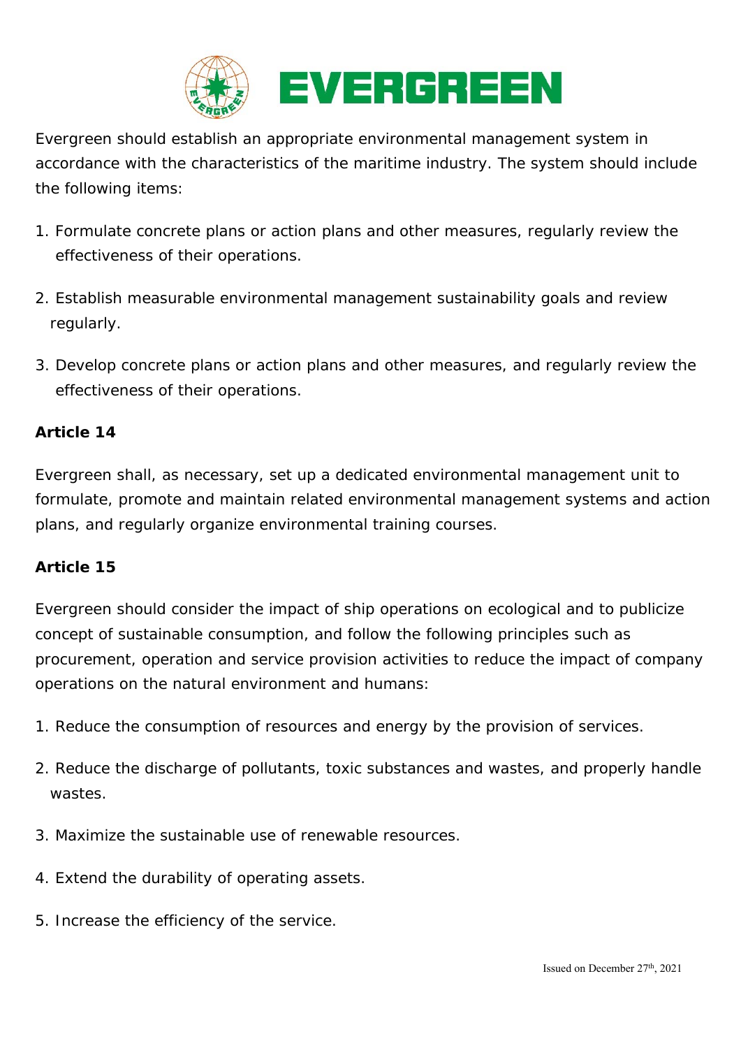Evergreen should establish an appropriate environmental management system in accordance with the characteristics of the maritime industry. The system should include the following items:

1. Formulate concrete plans or action plans and other measures, regularly review the effectiveness of their operations.

2. Establish measurable environmental management sustainability goals and review regularly.

3. Develop concrete plans or action plans and other measures, and regularly review the effectiveness of their operations.

**Article 14**

Evergreen shall, as necessary, set up a dedicated environmental management unit to formulate, promote and maintain related environmental management systems and action plans, and regularly organize environmental training courses.

**Article 15**

Evergreen should consider the impact of ship operations on ecological and to publicize concept of sustainable consumption, and follow the following principles such as procurement, operation and service provision activities to reduce the impact of company operations on the natural environment and humans:

1. Reduce the consumption of resources and energy by the provision of services.

2. Reduce the discharge of pollutants, toxic substances and wastes, and properly handle wastes.

3. Maximize the sustainable use of renewable resources.

4. Extend the durability of operating assets.

5. Increase the efficiency of the service.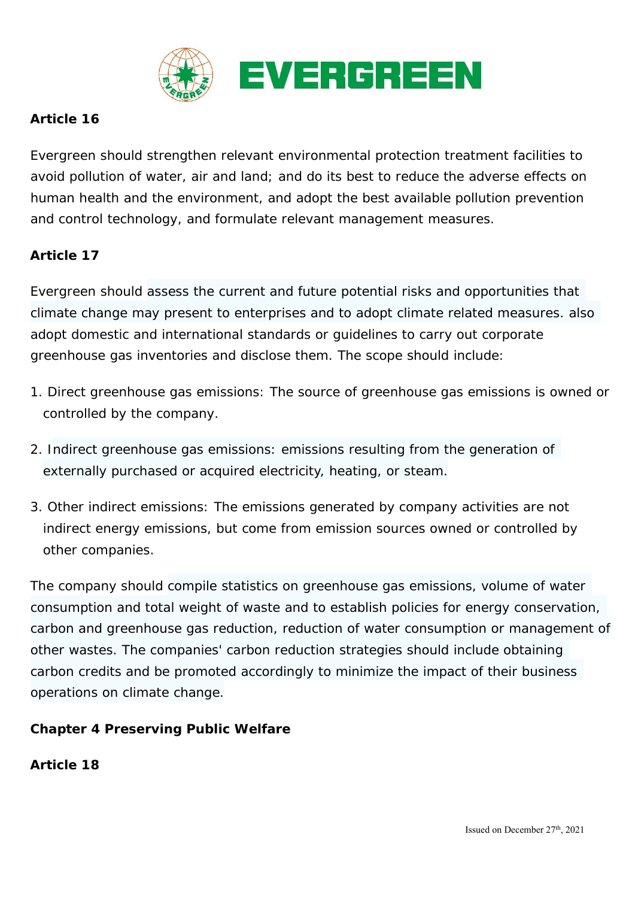**Article 16**

Evergreen should strengthen relevant environmental protection treatment facilities to avoid pollution of water, air and land; and do its best to reduce the adverse effects on human health and the environment, and adopt the best available pollution prevention and control technology, and formulate relevant management measures.

**Article 17**

Evergreen should assess the current and future potential risks and opportunities that climate change may present to enterprises and to adopt climate related measures. also adopt domestic and international standards or guidelines to carry out corporate greenhouse gas inventories and disclose them. The scope should include:

1. Direct greenhouse gas emissions: The source of greenhouse gas emissions is owned or controlled by the company.
2. Indirect greenhouse gas emissions: emissions resulting from the generation of externally purchased or acquired electricity, heating, or steam.
3. Other indirect emissions: The emissions generated by company activities are not indirect energy emissions, but come from emission sources owned or controlled by other companies.

The company should compile statistics on greenhouse gas emissions, volume of water consumption and total weight of waste and to establish policies for energy conservation, carbon and greenhouse gas reduction, reduction of water consumption or management of other wastes. The companies' carbon reduction strategies should include obtaining carbon credits and be promoted accordingly to minimize the impact of their business operations on climate change.

**Chapter 4 Preserving Public Welfare**

**Article 18**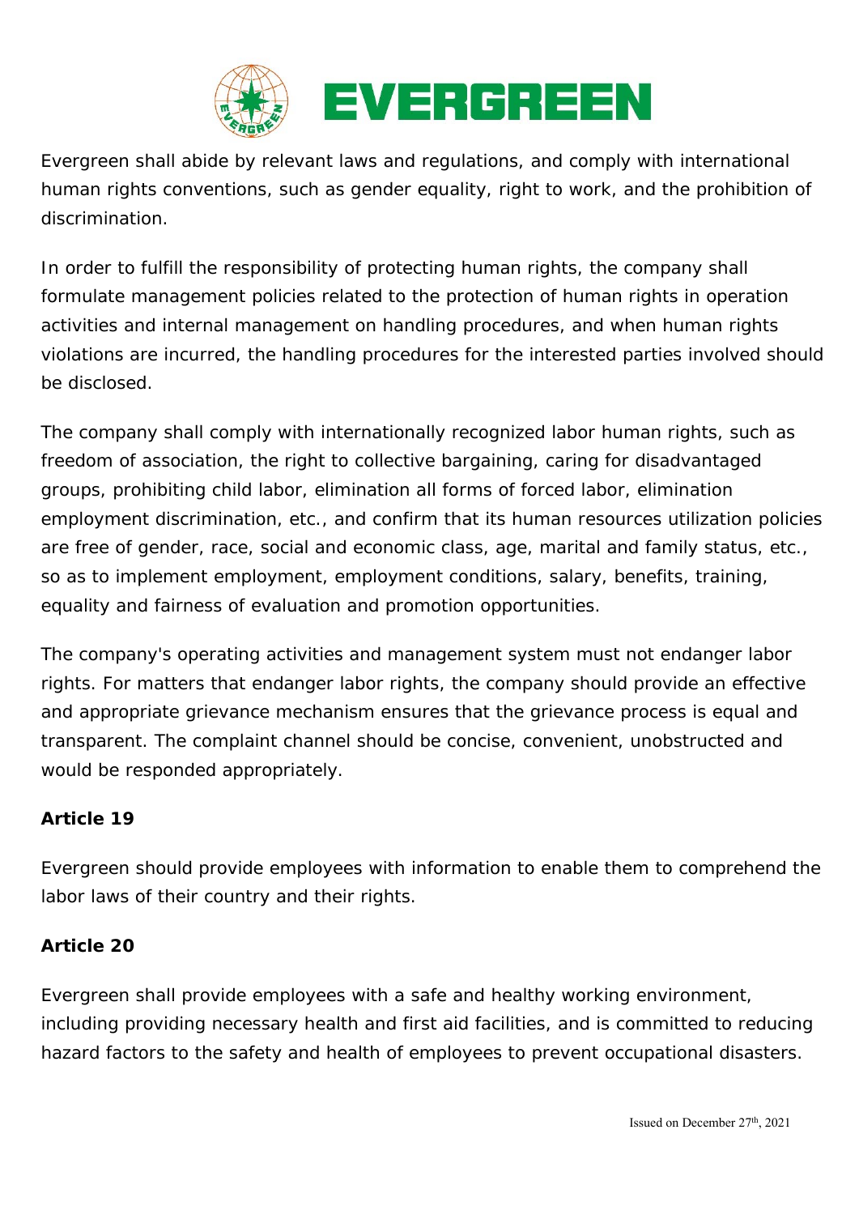Evergreen shall abide by relevant laws and regulations, and comply with international human rights conventions, such as gender equality, right to work, and the prohibition of discrimination.

In order to fulfill the responsibility of protecting human rights, the company shall formulate management policies related to the protection of human rights in operation activities and internal management on handling procedures, and when human rights violations are incurred, the handling procedures for the interested parties involved should be disclosed.

The company shall comply with internationally recognized labor human rights, such as freedom of association, the right to collective bargaining, caring for disadvantaged groups, prohibiting child labor, elimination all forms of forced labor, elimination employment discrimination, etc., and confirm that its human resources utilization policies are free of gender, race, social and economic class, age, marital and family status, etc., so as to implement employment, employment conditions, salary, benefits, training, equality and fairness of evaluation and promotion opportunities.

The company's operating activities and management system must not endanger labor rights. For matters that endanger labor rights, the company should provide an effective and appropriate grievance mechanism ensures that the grievance process is equal and transparent. The complaint channel should be concise, convenient, unobstructed and would be responded appropriately.

**Article 19**

Evergreen should provide employees with information to enable them to comprehend the labor laws of their country and their rights.

**Article 20**

Evergreen shall provide employees with a safe and healthy working environment, including providing necessary health and first aid facilities, and is committed to reducing hazard factors to the safety and health of employees to prevent occupational disasters.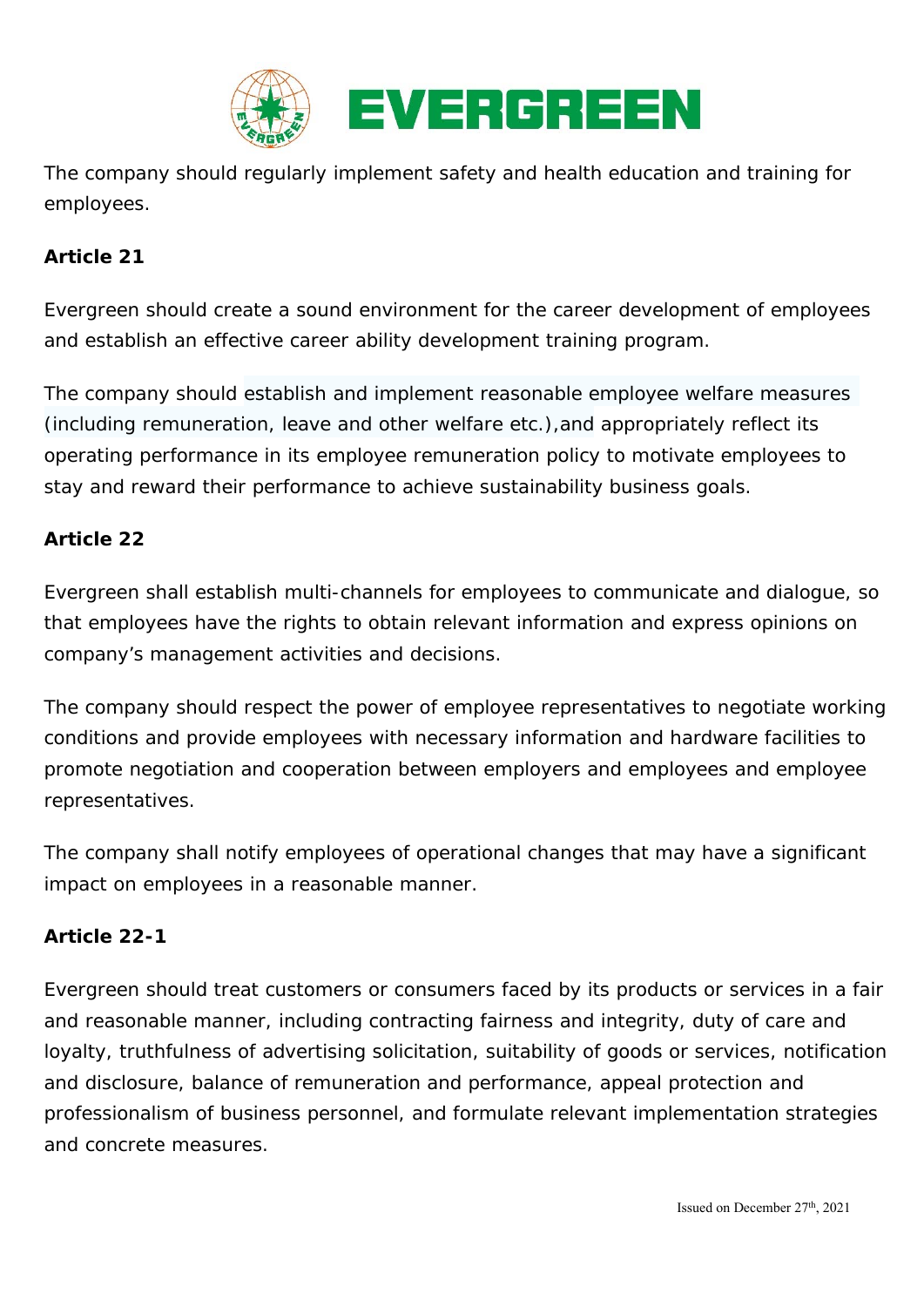The company should regularly implement safety and health education and training for employees.

**Article 21**

Evergreen should create a sound environment for the career development of employees and establish an effective career ability development training program.

The company should establish and implement reasonable employee welfare measures (including remuneration, leave and other welfare etc.),and appropriately reflect its operating performance in its employee remuneration policy to motivate employees to stay and reward their performance to achieve sustainability business goals.

**Article 22**

Evergreen shall establish multi-channels for employees to communicate and dialogue, so that employees have the rights to obtain relevant information and express opinions on company's management activities and decisions.

The company should respect the power of employee representatives to negotiate working conditions and provide employees with necessary information and hardware facilities to promote negotiation and cooperation between employers and employees and employee representatives.

The company shall notify employees of operational changes that may have a significant impact on employees in a reasonable manner.

**Article 22-1**

Evergreen should treat customers or consumers faced by its products or services in a fair and reasonable manner, including contracting fairness and integrity, duty of care and loyalty, truthfulness of advertising solicitation, suitability of goods or services, notification and disclosure, balance of remuneration and performance, appeal protection and professionalism of business personnel, and formulate relevant implementation strategies and concrete measures.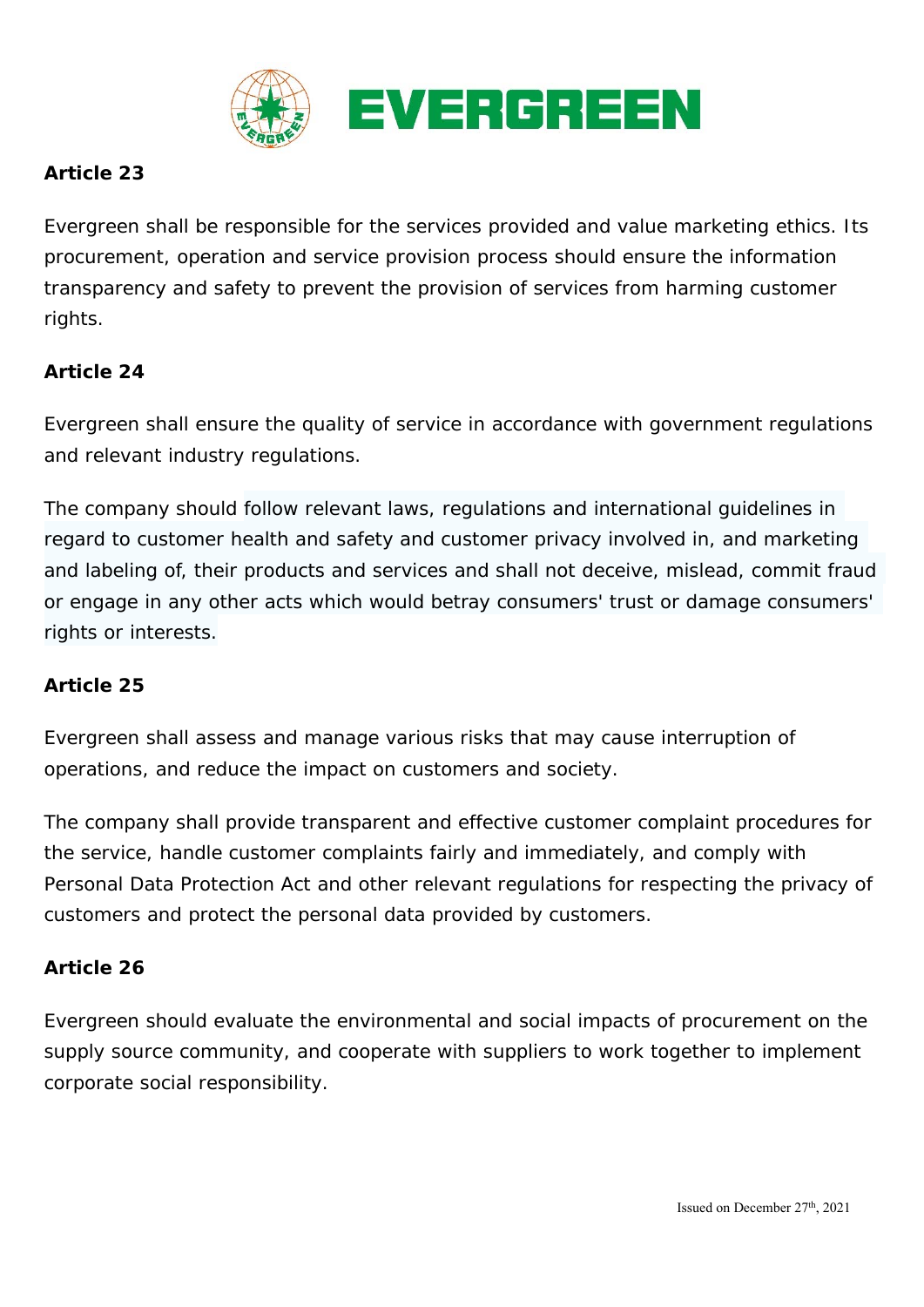**Article 23**

Evergreen shall be responsible for the services provided and value marketing ethics. Its procurement, operation and service provision process should ensure the information transparency and safety to prevent the provision of services from harming customer rights.

**Article 24**

Evergreen shall ensure the quality of service in accordance with government regulations and relevant industry regulations.

The company should follow relevant laws, regulations and international guidelines in regard to customer health and safety and customer privacy involved in, and marketing and labeling of, their products and services and shall not deceive, mislead, commit fraud or engage in any other acts which would betray consumers' trust or damage consumers' rights or interests.

**Article 25**

Evergreen shall assess and manage various risks that may cause interruption of operations, and reduce the impact on customers and society.

The company shall provide transparent and effective customer complaint procedures for the service, handle customer complaints fairly and immediately, and comply with Personal Data Protection Act and other relevant regulations for respecting the privacy of customers and protect the personal data provided by customers.

**Article 26**

Evergreen should evaluate the environmental and social impacts of procurement on the supply source community, and cooperate with suppliers to work together to implement corporate social responsibility.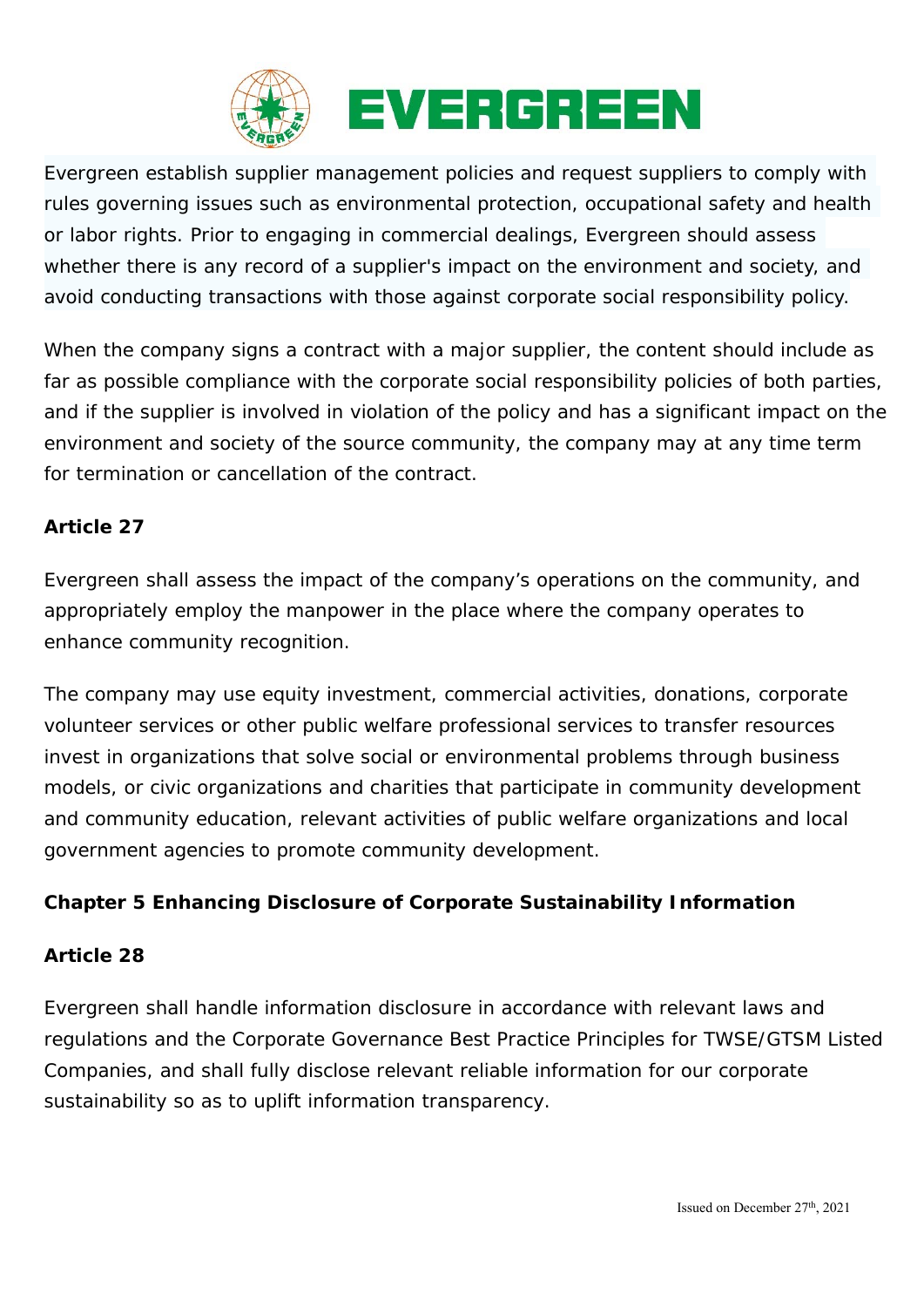Evergreen establish supplier management policies and request suppliers to comply with rules governing issues such as environmental protection, occupational safety and health or labor rights. Prior to engaging in commercial dealings, Evergreen should assess whether there is any record of a supplier's impact on the environment and society, and avoid conducting transactions with those against corporate social responsibility policy.

When the company signs a contract with a major supplier, the content should include as far as possible compliance with the corporate social responsibility policies of both parties, and if the supplier is involved in violation of the policy and has a significant impact on the environment and society of the source community, the company may at any time term for termination or cancellation of the contract.

**Article 27**

Evergreen shall assess the impact of the company’s operations on the community, and appropriately employ the manpower in the place where the company operates to enhance community recognition.

The company may use equity investment, commercial activities, donations, corporate volunteer services or other public welfare professional services to transfer resources invest in organizations that solve social or environmental problems through business models, or civic organizations and charities that participate in community development and community education, relevant activities of public welfare organizations and local government agencies to promote community development.

## Chapter 5 Enhancing Disclosure of Corporate Sustainability Information

**Article 28**

Evergreen shall handle information disclosure in accordance with relevant laws and regulations and the Corporate Governance Best Practice Principles for TWSE/GTSM Listed Companies, and shall fully disclose relevant reliable information for our corporate sustainability so as to uplift information transparency.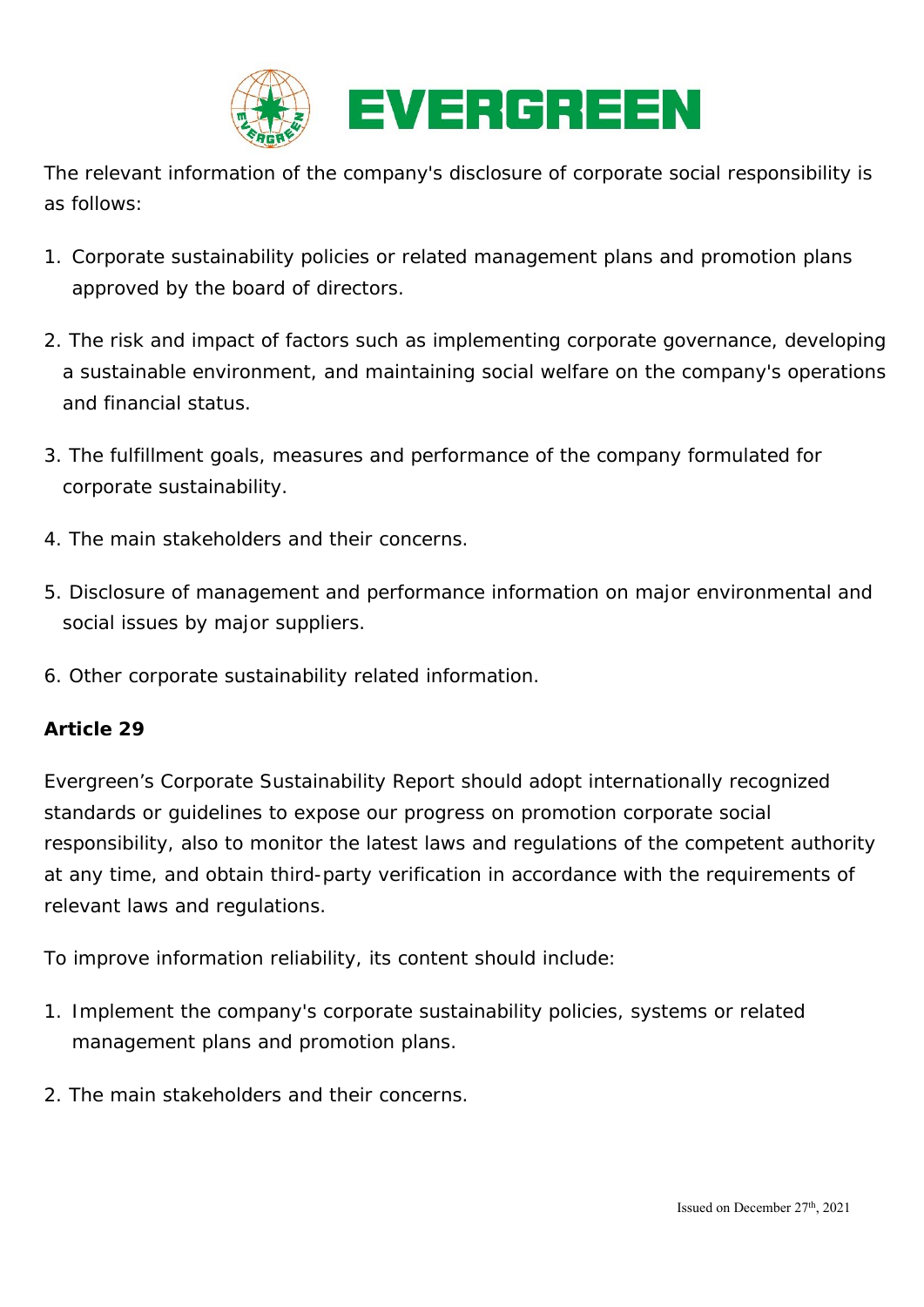The relevant information of the company's disclosure of corporate social responsibility is as follows:

1. Corporate sustainability policies or related management plans and promotion plans approved by the board of directors.

2. The risk and impact of factors such as implementing corporate governance, developing a sustainable environment, and maintaining social welfare on the company's operations and financial status.

3. The fulfillment goals, measures and performance of the company formulated for corporate sustainability.

4. The main stakeholders and their concerns.

5. Disclosure of management and performance information on major environmental and social issues by major suppliers.

6. Other corporate sustainability related information.

**Article 29**

Evergreen's Corporate Sustainability Report should adopt internationally recognized standards or guidelines to expose our progress on promotion corporate social responsibility, also to monitor the latest laws and regulations of the competent authority at any time, and obtain third-party verification in accordance with the requirements of relevant laws and regulations.

To improve information reliability, its content should include:

1. Implement the company's corporate sustainability policies, systems or related management plans and promotion plans.

2. The main stakeholders and their concerns.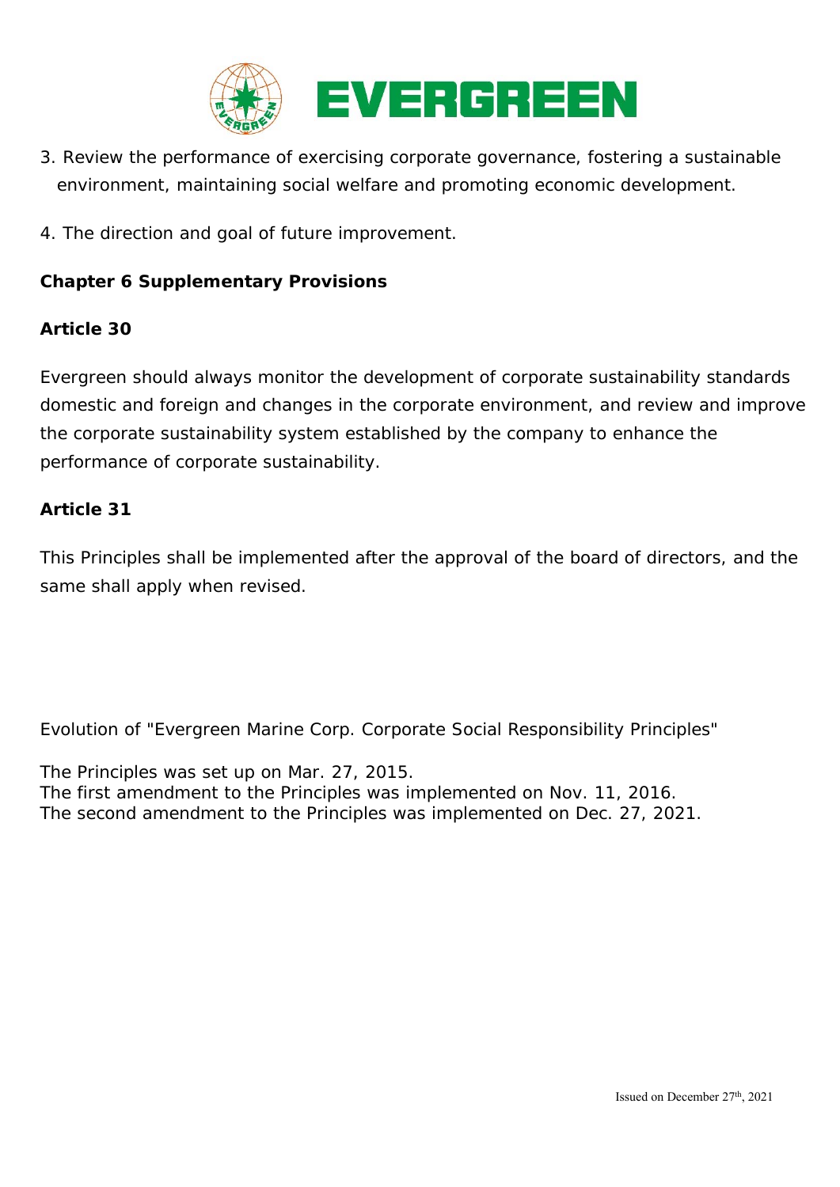3. Review the performance of exercising corporate governance, fostering a sustainable environment, maintaining social welfare and promoting economic development.

4. The direction and goal of future improvement.

**Chapter 6 Supplementary Provisions**

**Article 30**

Evergreen should always monitor the development of corporate sustainability standards domestic and foreign and changes in the corporate environment, and review and improve the corporate sustainability system established by the company to enhance the performance of corporate sustainability.

**Article 31**

This Principles shall be implemented after the approval of the board of directors, and the same shall apply when revised.

Evolution of "Evergreen Marine Corp. Corporate Social Responsibility Principles"

The Principles was set up on Mar. 27, 2015.
The first amendment to the Principles was implemented on Nov. 11, 2016.
The second amendment to the Principles was implemented on Dec. 27, 2021.

Issued on December 27th, 2021